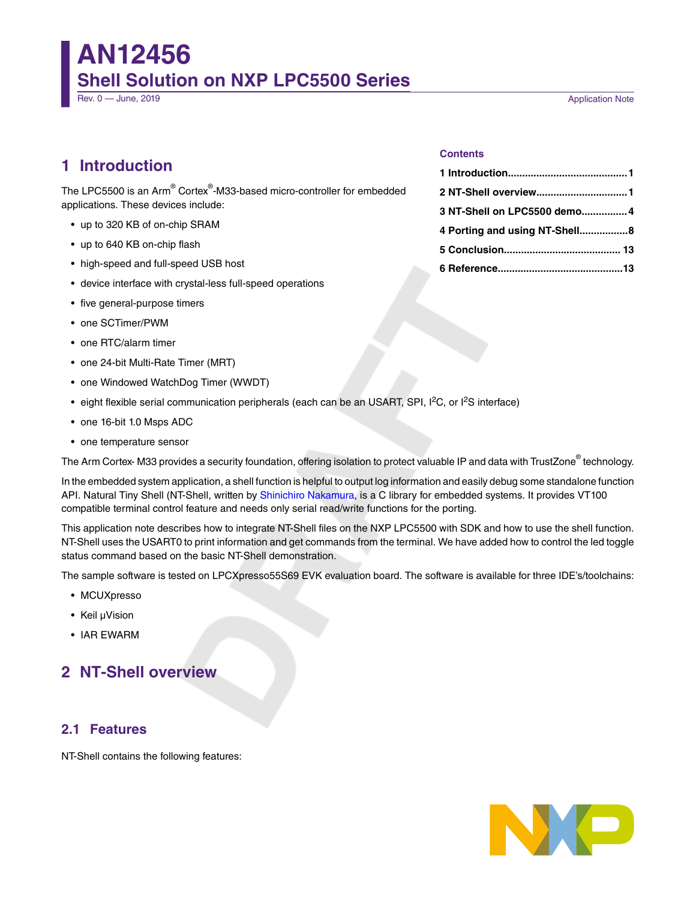# AN12456

## Shell Solution on NXP LPC5500 Series

Rev. 0 — June, 2019

Application Note

**Contents**

1 Introduction..........1
2 NT-Shell overview..........1
3 NT-Shell on LPC5500 demo..........4
4 Porting and using NT-Shell..........8
5 Conclusion..........13
6 Reference..........13

## 1 Introduction

The LPC5500 is an Arm® Cortex®-M33-based micro-controller for embedded applications. These devices include:

- up to 320 KB of on-chip SRAM
- up to 640 KB on-chip flash
- high-speed and full-speed USB host
- device interface with crystal-less full-speed operations
- five general-purpose timers
- one SCTimer/PWM
- one RTC/alarm timer
- one 24-bit Multi-Rate Timer (MRT)
- one Windowed WatchDog Timer (WWDT)
- eight flexible serial communication peripherals (each can be an USART, SPI, I²C, or I²S interface)
- one 16-bit 1.0 Msps ADC
- one temperature sensor

The Arm Cortex- M33 provides a security foundation, offering isolation to protect valuable IP and data with TrustZone® technology.

In the embedded system application, a shell function is helpful to output log information and easily debug some standalone function API. Natural Tiny Shell (NT-Shell, written by Shinichiro Nakamura, is a C library for embedded systems. It provides VT100 compatible terminal control feature and needs only serial read/write functions for the porting.

This application note describes how to integrate NT-Shell files on the NXP LPC5500 with SDK and how to use the shell function. NT-Shell uses the USART0 to print information and get commands from the terminal. We have added how to control the led toggle status command based on the basic NT-Shell demonstration.

The sample software is tested on LPCXpresso55S69 EVK evaluation board. The software is available for three IDE's/toolchains:

- MCUXpresso
- Keil µVision
- IAR EWARM

## 2 NT-Shell overview

### 2.1 Features

NT-Shell contains the following features: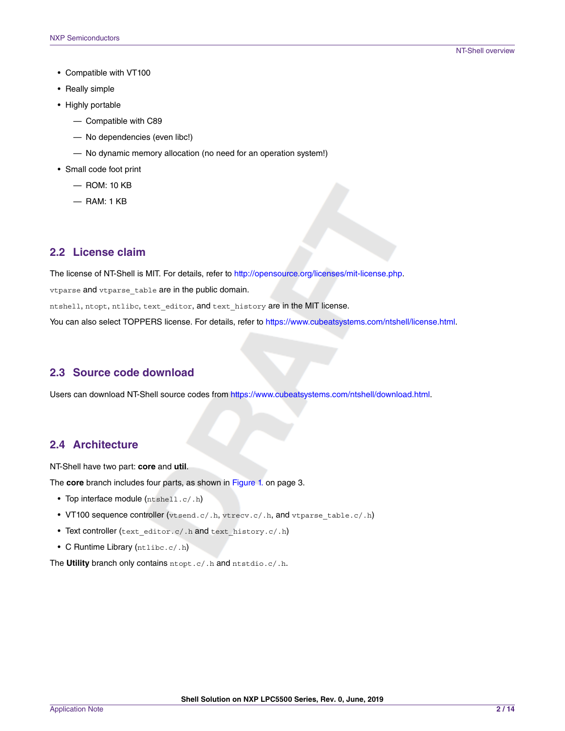- Compatible with VT100
- Really simple
- Highly portable
  - Compatible with C89
  - No dependencies (even libc!)
  - No dynamic memory allocation (no need for an operation system!)
- Small code foot print
  - ROM: 10 KB
  - RAM: 1 KB

## 2.2 License claim

The license of NT-Shell is MIT. For details, refer to http://opensource.org/licenses/mit-license.php.

`vtparse` and `vtparse_table` are in the public domain.

`ntshell`, `ntopt`, `ntlibc`, `text_editor`, and `text_history` are in the MIT license.

You can also select TOPPERS license. For details, refer to https://www.cubeatsystems.com/ntshell/license.html.

## 2.3 Source code download

Users can download NT-Shell source codes from https://www.cubeatsystems.com/ntshell/download.html.

## 2.4 Architecture

NT-Shell have two part: **core** and **util**.

The **core** branch includes four parts, as shown in Figure 1. on page 3.

- Top interface module (`ntshell.c/.h`)
- VT100 sequence controller (`vtsend.c/.h`, `vtrecv.c/.h`, and `vtparse_table.c/.h`)
- Text controller (`text_editor.c/.h` and `text_history.c/.h`)
- C Runtime Library (`ntlibc.c/.h`)

The **Utility** branch only contains `ntopt.c/.h` and `ntstdio.c/.h`.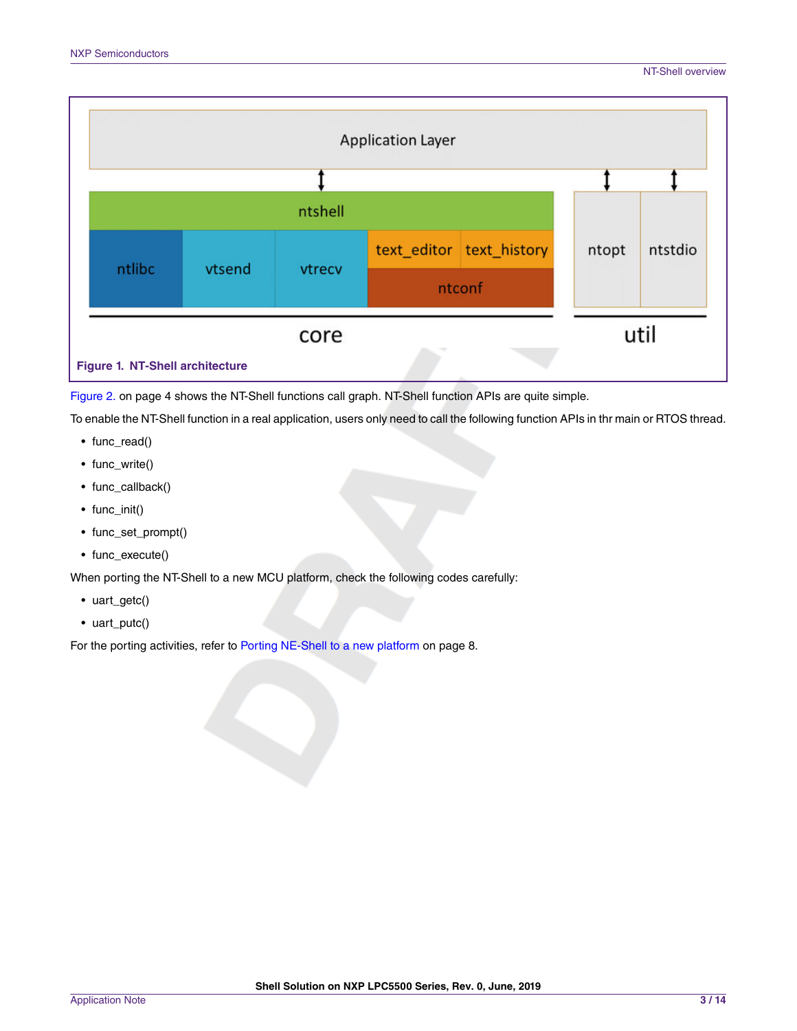Figure 1. NT-Shell architecture

Figure 2. on page 4 shows the NT-Shell functions call graph. NT-Shell function APIs are quite simple.

To enable the NT-Shell function in a real application, users only need to call the following function APIs in thr main or RTOS thread.

- func_read()
- func_write()
- func_callback()
- func_init()
- func_set_prompt()
- func_execute()

When porting the NT-Shell to a new MCU platform, check the following codes carefully:

- uart_getc()
- uart_putc()

For the porting activities, refer to Porting NE-Shell to a new platform on page 8.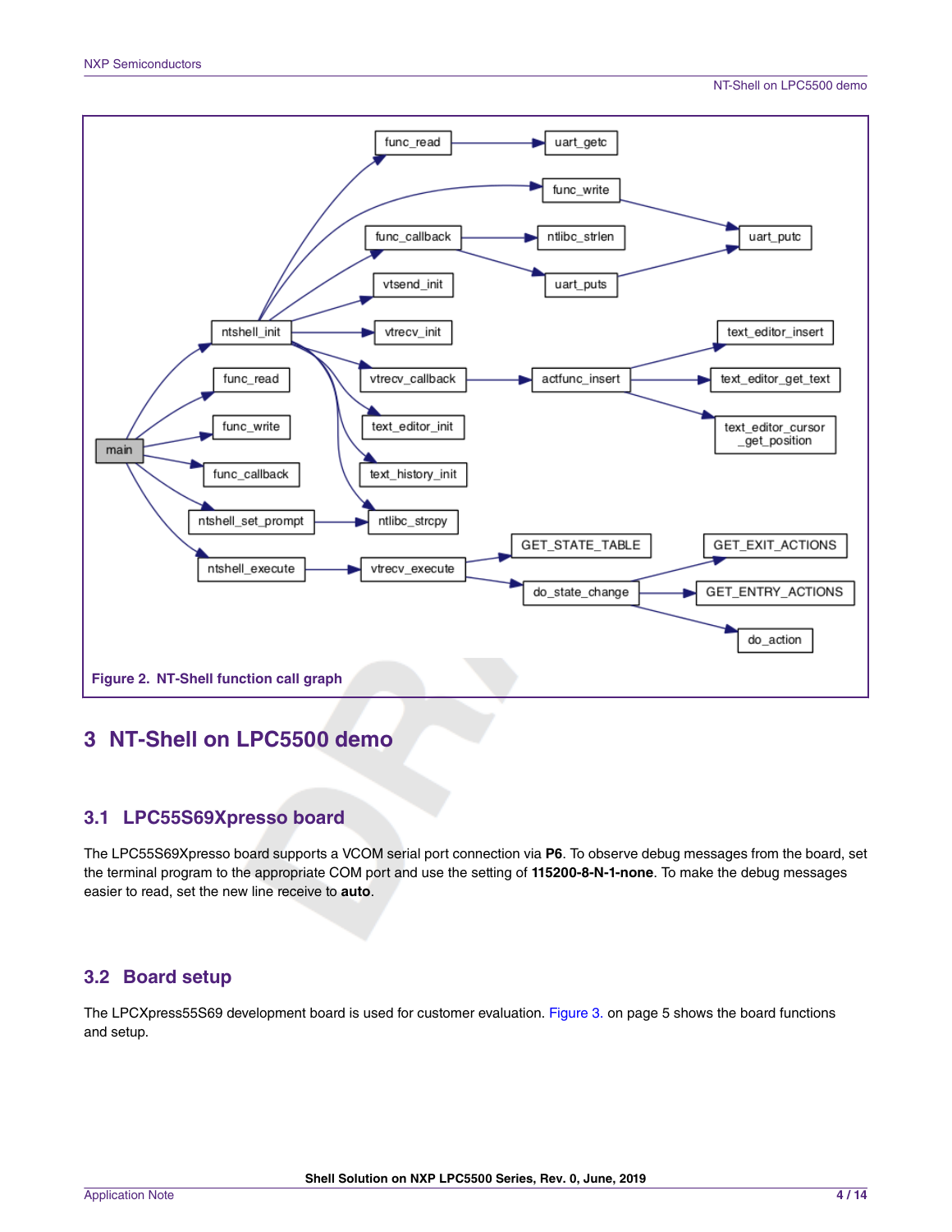Figure 2. NT-Shell function call graph

## 3 NT-Shell on LPC5500 demo

### 3.1 LPC55S69Xpresso board

The LPC55S69Xpresso board supports a VCOM serial port connection via **P6**. To observe debug messages from the board, set the terminal program to the appropriate COM port and use the setting of **115200-8-N-1-none**. To make the debug messages easier to read, set the new line receive to **auto**.

### 3.2 Board setup

The LPCXpress55S69 development board is used for customer evaluation. Figure 3. on page 5 shows the board functions and setup.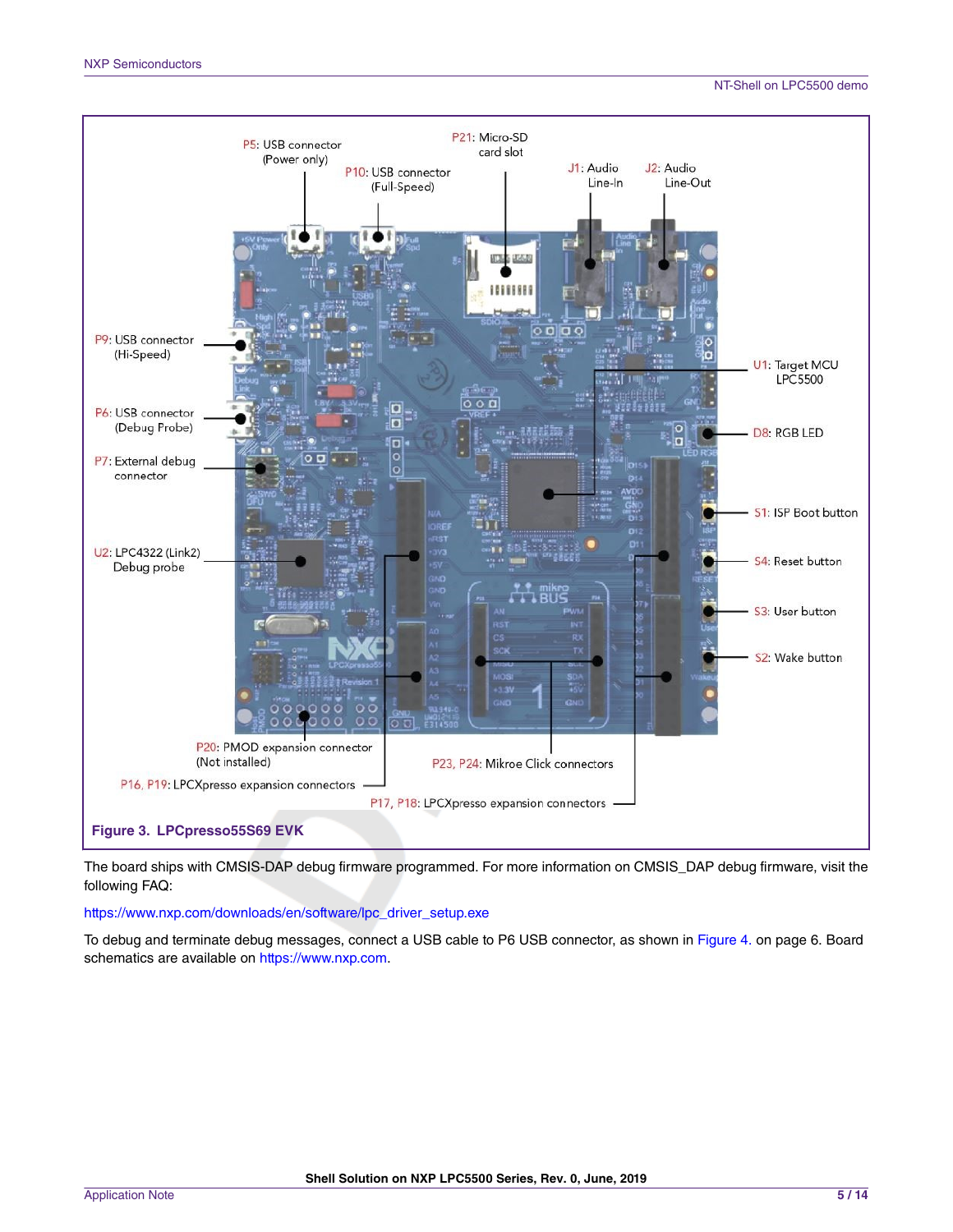Figure 3. LPCpresso55S69 EVK

The board ships with CMSIS-DAP debug firmware programmed. For more information on CMSIS_DAP debug firmware, visit the following FAQ:

https://www.nxp.com/downloads/en/software/lpc_driver_setup.exe

To debug and terminate debug messages, connect a USB cable to P6 USB connector, as shown in Figure 4. on page 6. Board schematics are available on https://www.nxp.com.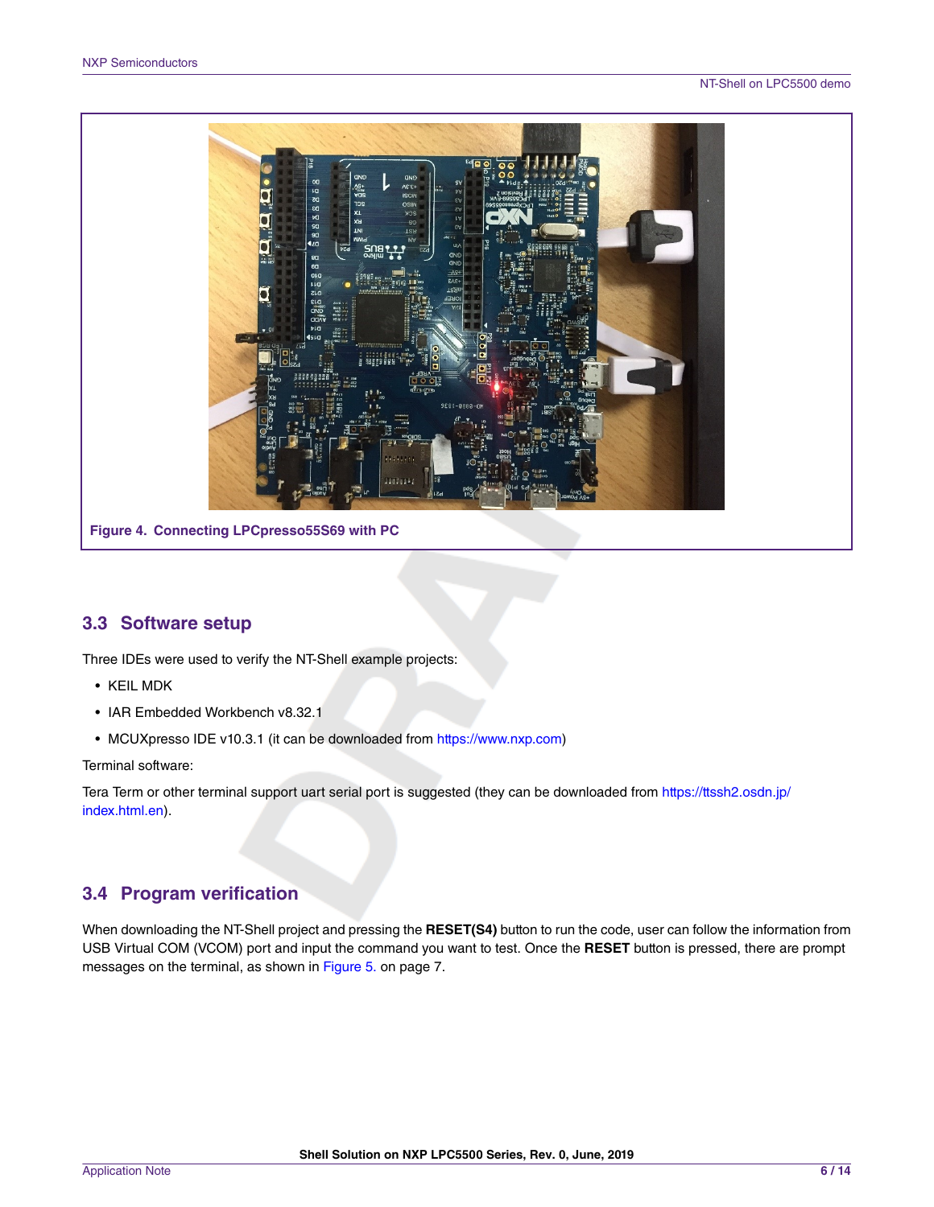Figure 4. Connecting LPCpresso55S69 with PC

## 3.3 Software setup

Three IDEs were used to verify the NT-Shell example projects:

- KEIL MDK
- IAR Embedded Workbench v8.32.1
- MCUXpresso IDE v10.3.1 (it can be downloaded from https://www.nxp.com)

Terminal software:

Tera Term or other terminal support uart serial port is suggested (they can be downloaded from https://ttssh2.osdn.jp/index.html.en).

## 3.4 Program verification

When downloading the NT-Shell project and pressing the **RESET(S4)** button to run the code, user can follow the information from USB Virtual COM (VCOM) port and input the command you want to test. Once the **RESET** button is pressed, there are prompt messages on the terminal, as shown in Figure 5. on page 7.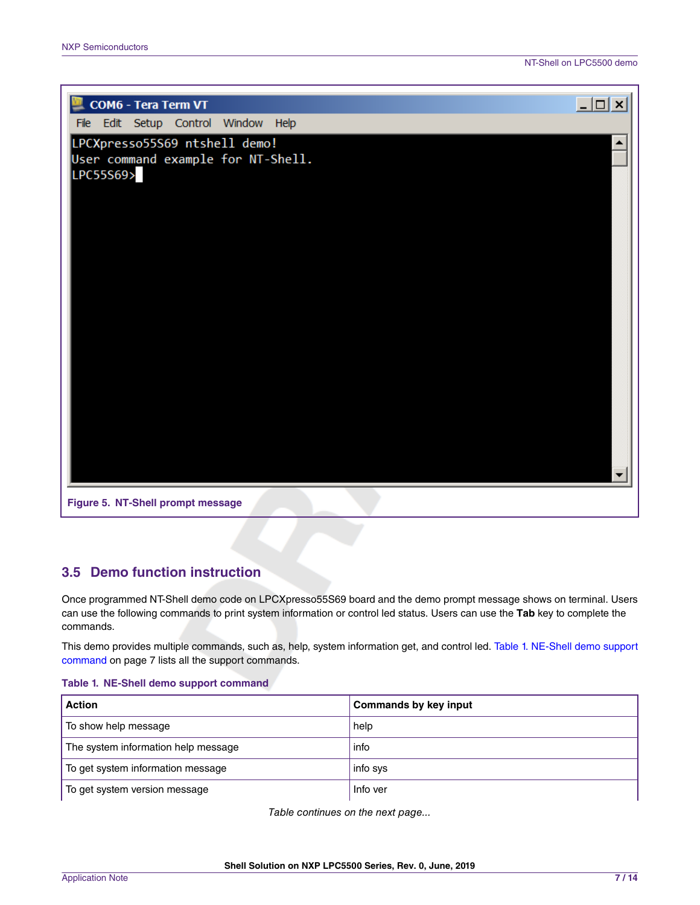```
LPCXpresso55S69 ntshell demo!
User command example for NT-Shell.
LPC55S69>
```

**Figure 5. NT-Shell prompt message**

## 3.5 Demo function instruction

Once programmed NT-Shell demo code on LPCXpresso55S69 board and the demo prompt message shows on terminal. Users can use the following commands to print system information or control led status. Users can use the **Tab** key to complete the commands.

This demo provides multiple commands, such as, help, system information get, and control led. Table 1. NE-Shell demo support command on page 7 lists all the support commands.

**Table 1. NE-Shell demo support command**

| Action | Commands by key input |
| --- | --- |
| To show help message | help |
| The system information help message | info |
| To get system information message | info sys |
| To get system version message | Info ver |

*Table continues on the next page...*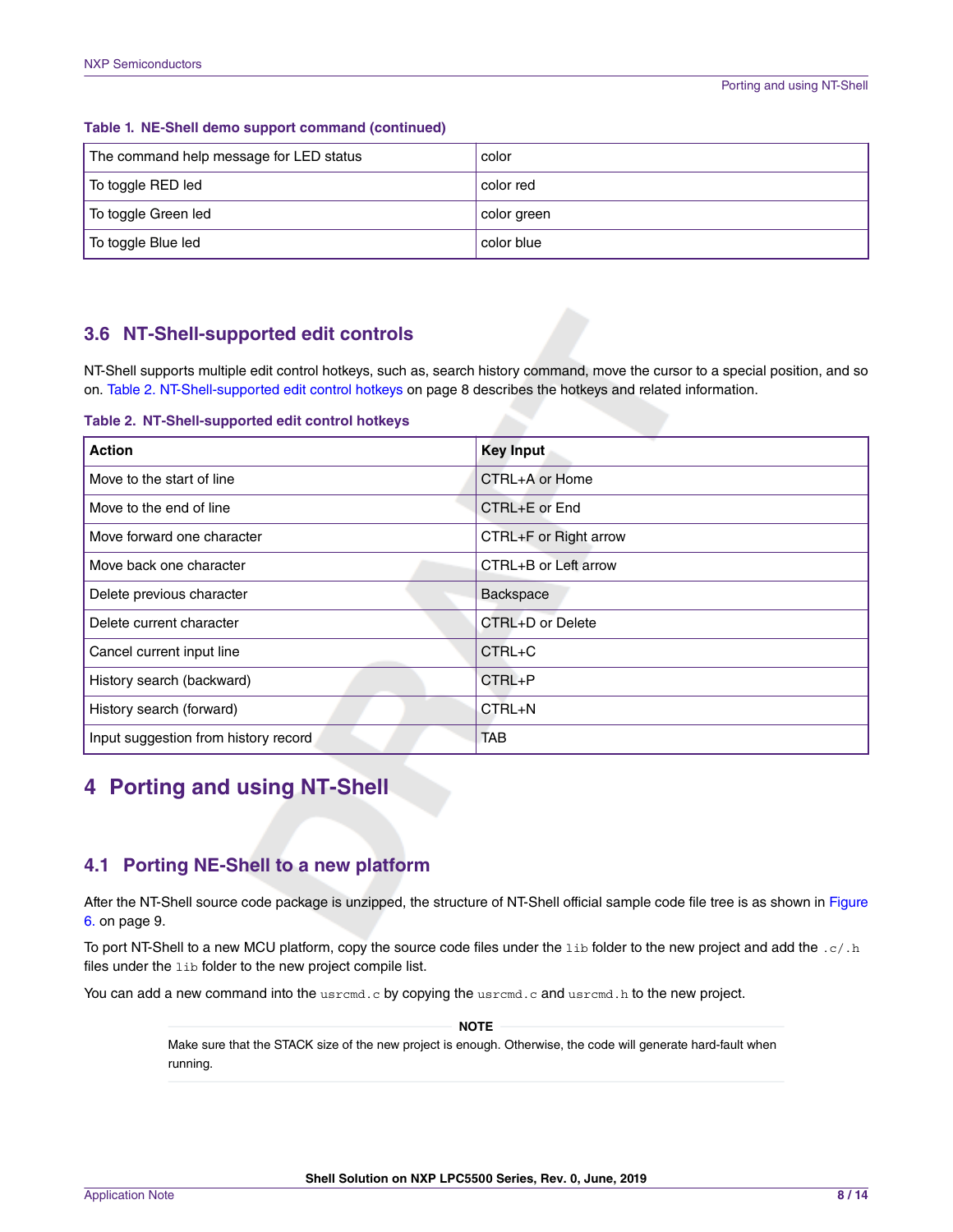**Table 1. NE-Shell demo support command (continued)**

| | |
|---|---|
| The command help message for LED status | color |
| To toggle RED led | color red |
| To toggle Green led | color green |
| To toggle Blue led | color blue |

### 3.6 NT-Shell-supported edit controls

NT-Shell supports multiple edit control hotkeys, such as, search history command, move the cursor to a special position, and so on. Table 2. NT-Shell-supported edit control hotkeys on page 8 describes the hotkeys and related information.

**Table 2. NT-Shell-supported edit control hotkeys**

| Action | Key Input |
|---|---|
| Move to the start of line | CTRL+A or Home |
| Move to the end of line | CTRL+E or End |
| Move forward one character | CTRL+F or Right arrow |
| Move back one character | CTRL+B or Left arrow |
| Delete previous character | Backspace |
| Delete current character | CTRL+D or Delete |
| Cancel current input line | CTRL+C |
| History search (backward) | CTRL+P |
| History search (forward) | CTRL+N |
| Input suggestion from history record | TAB |

## 4 Porting and using NT-Shell

### 4.1 Porting NE-Shell to a new platform

After the NT-Shell source code package is unzipped, the structure of NT-Shell official sample code file tree is as shown in Figure 6. on page 9.

To port NT-Shell to a new MCU platform, copy the source code files under the `lib` folder to the new project and add the `.c/.h` files under the `lib` folder to the new project compile list.

You can add a new command into the `usrcmd.c` by copying the `usrcmd.c` and `usrcmd.h` to the new project.

**NOTE**

Make sure that the STACK size of the new project is enough. Otherwise, the code will generate hard-fault when running.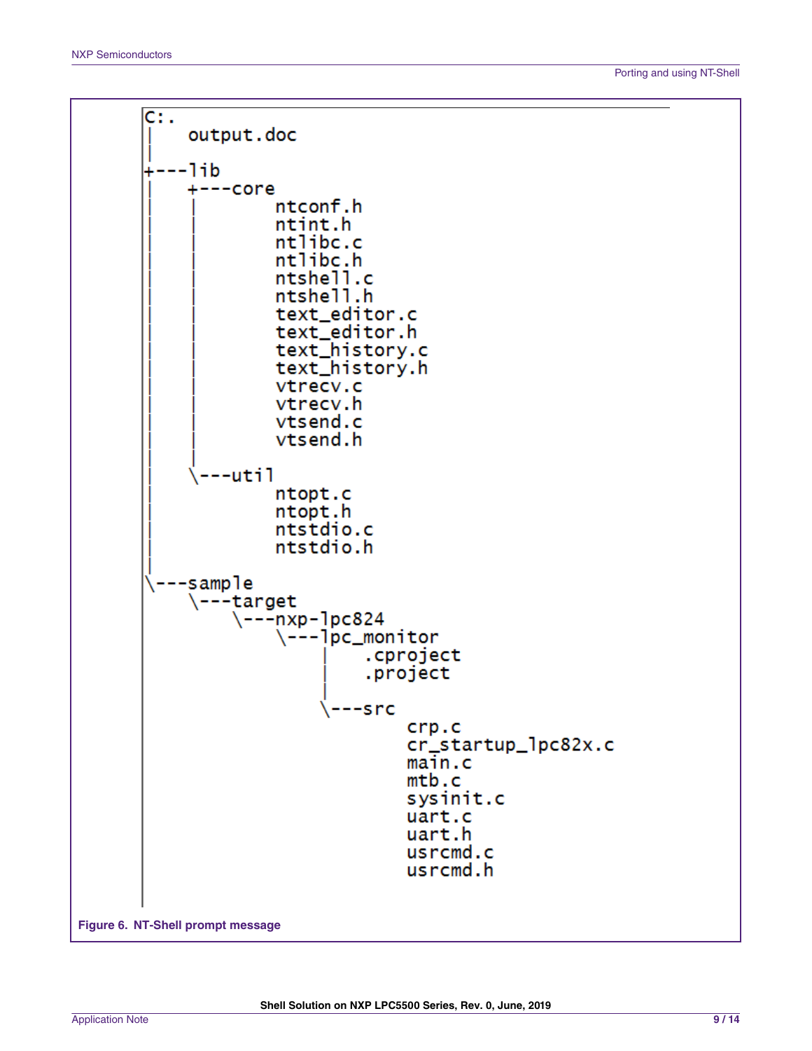```
C:.
|   output.doc
|
+---lib
|   +---core
|   |       ntconf.h
|   |       ntint.h
|   |       ntlibc.c
|   |       ntlibc.h
|   |       ntshell.c
|   |       ntshell.h
|   |       text_editor.c
|   |       text_editor.h
|   |       text_history.c
|   |       text_history.h
|   |       vtrecv.c
|   |       vtrecv.h
|   |       vtsend.c
|   |       vtsend.h
|   |
|   \---util
|           ntopt.c
|           ntopt.h
|           ntstdio.c
|           ntstdio.h
|
\---sample
    \---target
        \---nxp-lpc824
            \---lpc_monitor
                |   .cproject
                |   .project
                |
                \---src
                        crp.c
                        cr_startup_lpc82x.c
                        main.c
                        mtb.c
                        sysinit.c
                        uart.c
                        uart.h
                        usrcmd.c
                        usrcmd.h
```

**Figure 6. NT-Shell prompt message**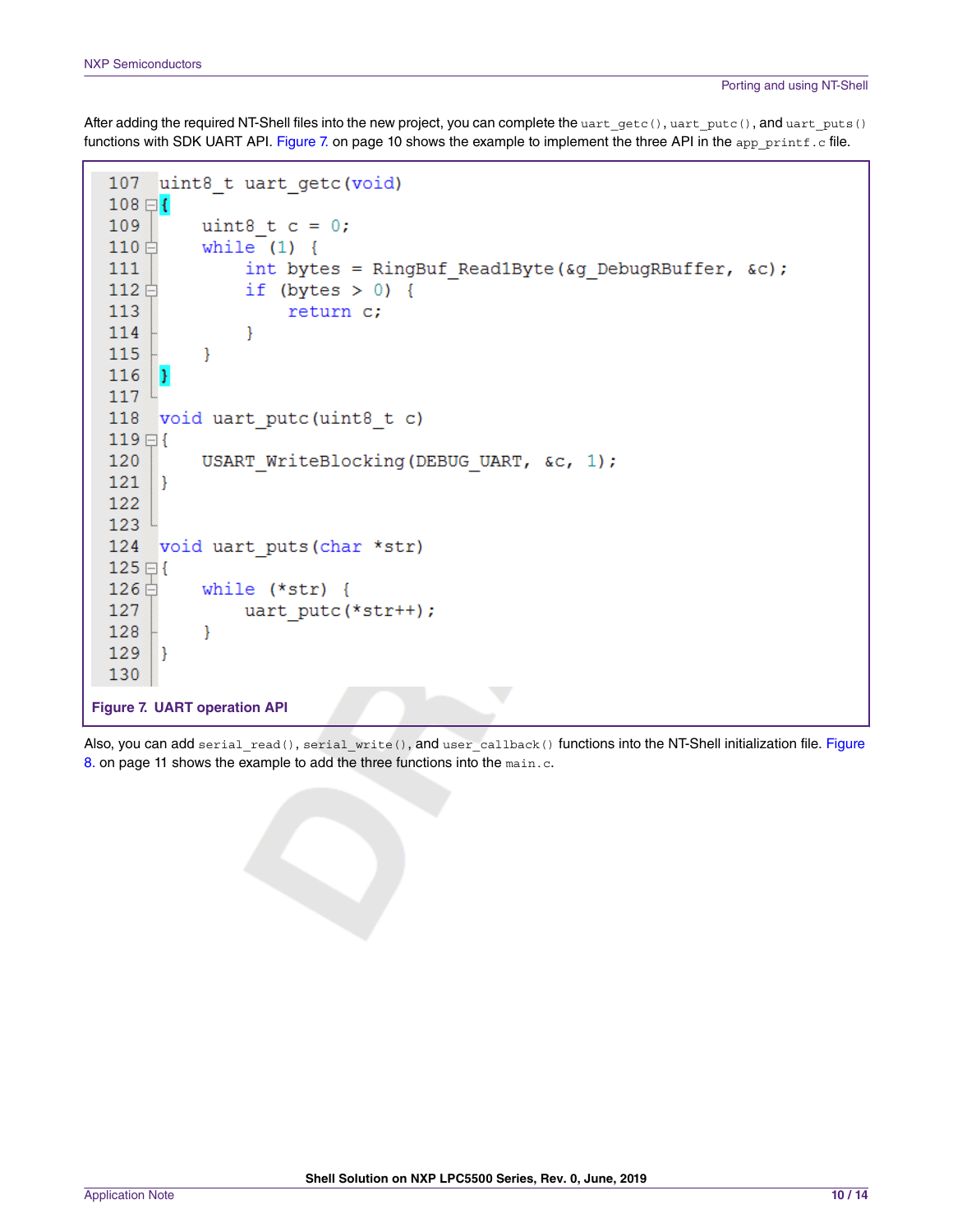After adding the required NT-Shell files into the new project, you can complete the `uart_getc()`, `uart_putc()`, and `uart_puts()` functions with SDK UART API. Figure 7. on page 10 shows the example to implement the three API in the `app_printf.c` file.

```
107 uint8_t uart_getc(void)
108 {
109     uint8_t c = 0;
110     while (1) {
111         int bytes = RingBuf_Read1Byte(&g_DebugRBuffer, &c);
112         if (bytes > 0) {
113             return c;
114         }
115     }
116 }
117
118 void uart_putc(uint8_t c)
119 {
120     USART_WriteBlocking(DEBUG_UART, &c, 1);
121 }
122
123
124 void uart_puts(char *str)
125 {
126     while (*str) {
127         uart_putc(*str++);
128     }
129 }
130
```

**Figure 7. UART operation API**

Also, you can add `serial_read()`, `serial_write()`, and `user_callback()` functions into the NT-Shell initialization file. Figure 8. on page 11 shows the example to add the three functions into the `main.c`.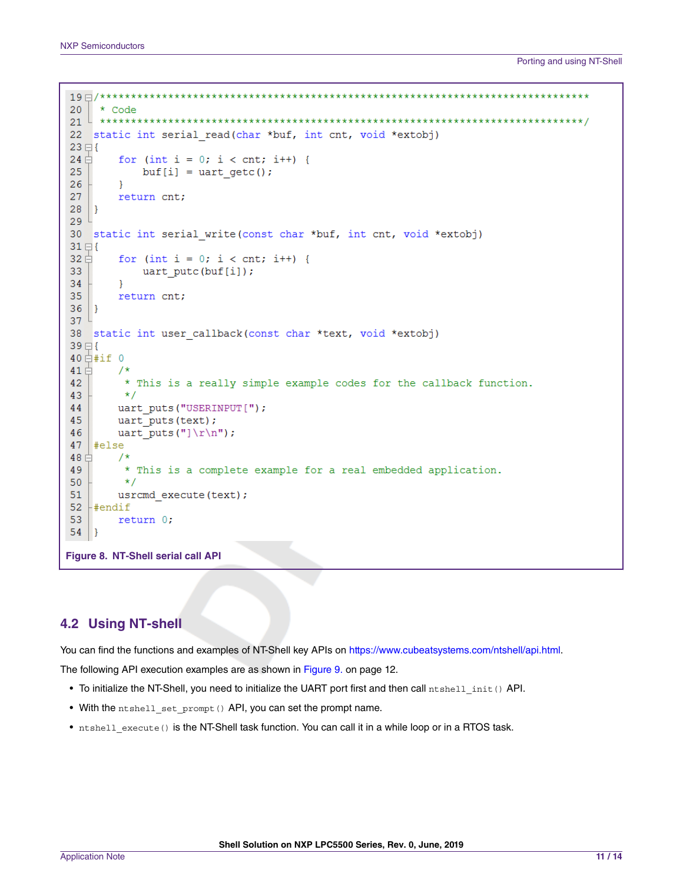```c
/****************************************************************************
 * Code
 ****************************************************************************/
static int serial_read(char *buf, int cnt, void *extobj)
{
    for (int i = 0; i < cnt; i++) {
        buf[i] = uart_getc();
    }
    return cnt;
}

static int serial_write(const char *buf, int cnt, void *extobj)
{
    for (int i = 0; i < cnt; i++) {
        uart_putc(buf[i]);
    }
    return cnt;
}

static int user_callback(const char *text, void *extobj)
{
#if 0
    /*
     * This is a really simple example codes for the callback function.
     */
    uart_puts("USERINPUT[");
    uart_puts(text);
    uart_puts("]\r\n");
#else
    /*
     * This is a complete example for a real embedded application.
     */
    usrcmd_execute(text);
#endif
    return 0;
}
```

**Figure 8. NT-Shell serial call API**

## 4.2 Using NT-shell

You can find the functions and examples of NT-Shell key APIs on https://www.cubeatsystems.com/ntshell/api.html.

The following API execution examples are as shown in Figure 9. on page 12.

- To initialize the NT-Shell, you need to initialize the UART port first and then call `ntshell_init()` API.
- With the `ntshell_set_prompt()` API, you can set the prompt name.
- `ntshell_execute()` is the NT-Shell task function. You can call it in a while loop or in a RTOS task.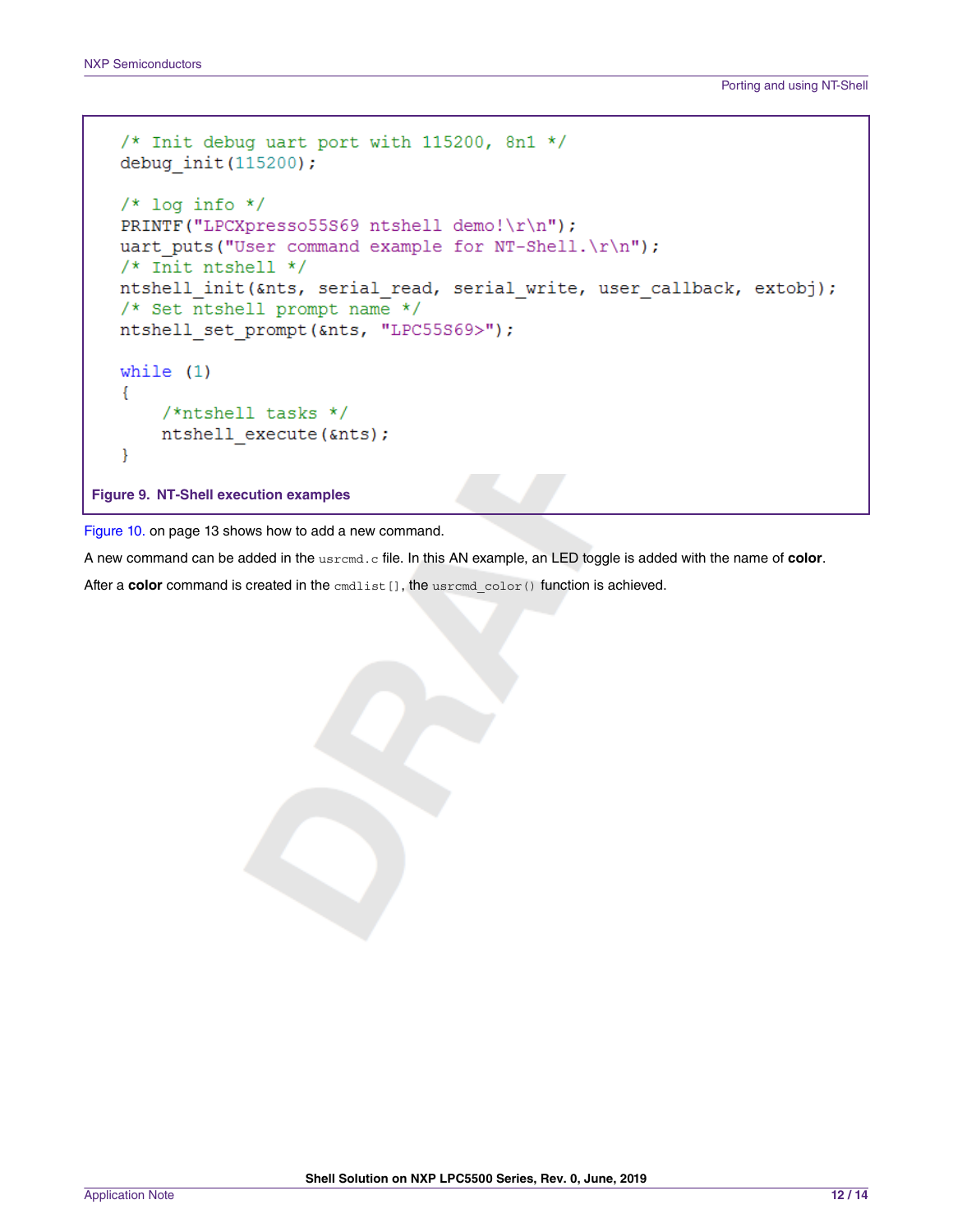```c
/* Init debug uart port with 115200, 8n1 */
debug_init(115200);

/* log info */
PRINTF("LPCXpresso55S69 ntshell demo!\r\n");
uart_puts("User command example for NT-Shell.\r\n");
/* Init ntshell */
ntshell_init(&nts, serial_read, serial_write, user_callback, extobj);
/* Set ntshell prompt name */
ntshell_set_prompt(&nts, "LPC55S69>");

while (1)
{
    /*ntshell tasks */
    ntshell_execute(&nts);
}
```

**Figure 9. NT-Shell execution examples**

Figure 10. on page 13 shows how to add a new command.

A new command can be added in the `usrcmd.c` file. In this AN example, an LED toggle is added with the name of **color**.

After a **color** command is created in the `cmdlist[]`, the `usrcmd_color()` function is achieved.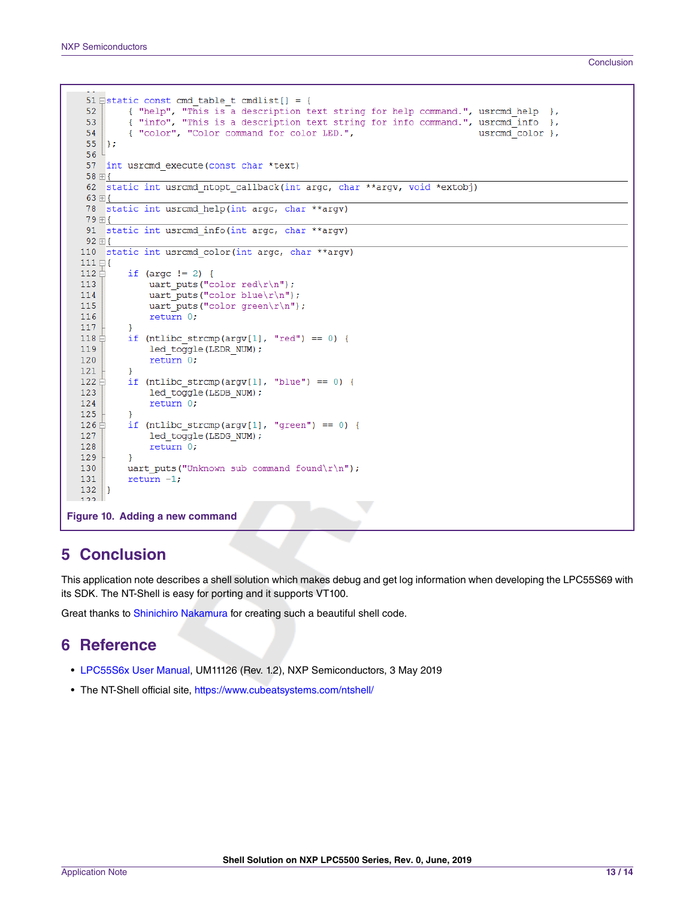```c
51  static const cmd_table_t cmdlist[] = {
52      { "help", "This is a description text string for help command.", usrcmd_help  },
53      { "info", "This is a description text string for info command.", usrcmd_info  },
54      { "color", "Color command for color LED.",                       usrcmd_color },
55  };
56
57  int usrcmd_execute(const char *text)
58  {
62  static int usrcmd_ntopt_callback(int argc, char **argv, void *extobj)
63  {
78  static int usrcmd_help(int argc, char **argv)
79  {
91  static int usrcmd_info(int argc, char **argv)
92  {
110 static int usrcmd_color(int argc, char **argv)
111 {
112     if (argc != 2) {
113         uart_puts("color red\r\n");
114         uart_puts("color blue\r\n");
115         uart_puts("color green\r\n");
116         return 0;
117     }
118     if (ntlibc_strcmp(argv[1], "red") == 0) {
119         led_toggle(LEDR_NUM);
120         return 0;
121     }
122     if (ntlibc_strcmp(argv[1], "blue") == 0) {
123         led_toggle(LEDB_NUM);
124         return 0;
125     }
126     if (ntlibc_strcmp(argv[1], "green") == 0) {
127         led_toggle(LEDG_NUM);
128         return 0;
129     }
130     uart_puts("Unknown sub command found\r\n");
131     return -1;
132 }
```

**Figure 10. Adding a new command**

# 5 Conclusion

This application note describes a shell solution which makes debug and get log information when developing the LPC55S69 with its SDK. The NT-Shell is easy for porting and it supports VT100.

Great thanks to Shinichiro Nakamura for creating such a beautiful shell code.

# 6 Reference

- LPC55S6x User Manual, UM11126 (Rev. 1.2), NXP Semiconductors, 3 May 2019
- The NT-Shell official site, https://www.cubeatsystems.com/ntshell/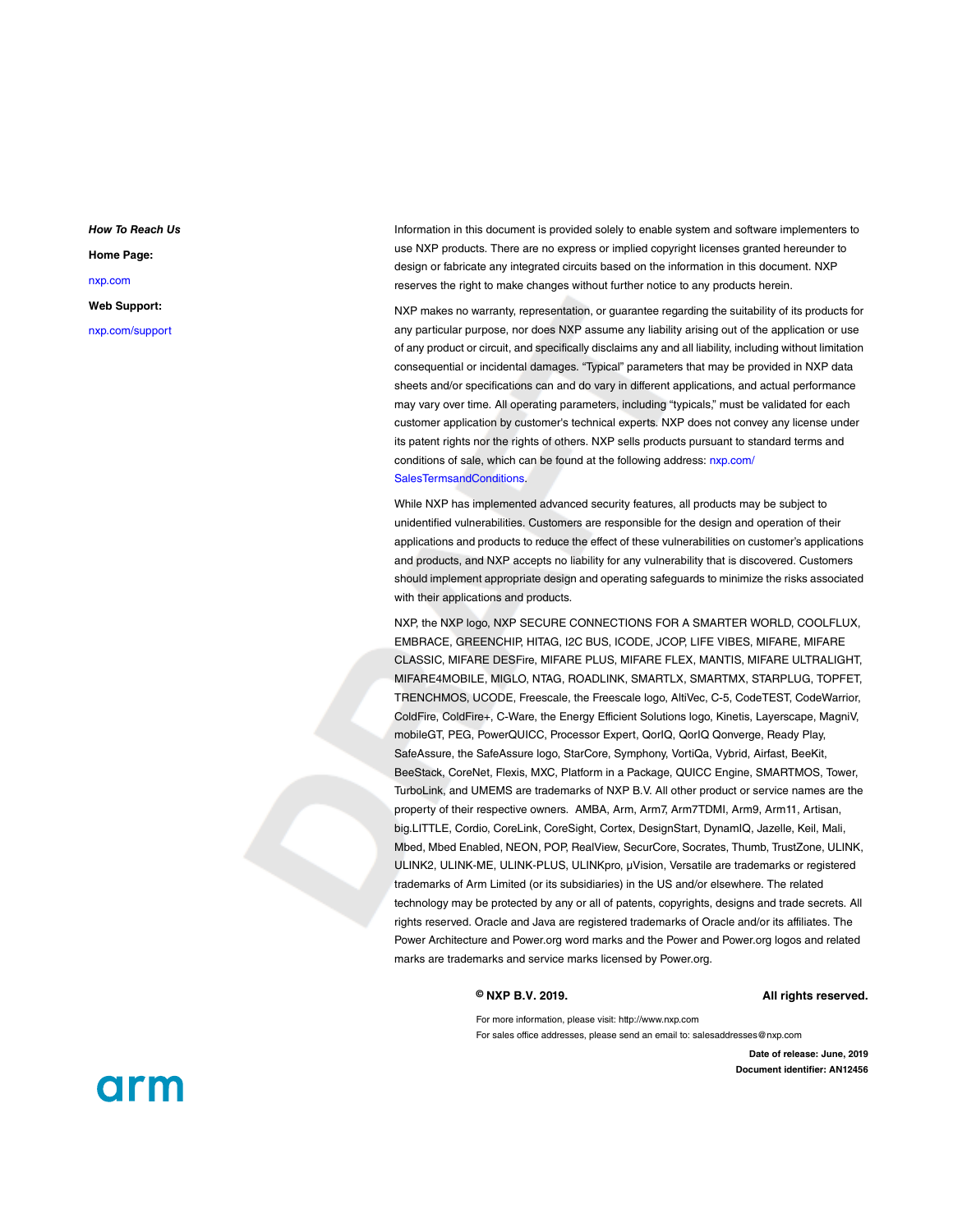***How To Reach Us***

**Home Page:**

nxp.com

**Web Support:**

nxp.com/support

Information in this document is provided solely to enable system and software implementers to use NXP products. There are no express or implied copyright licenses granted hereunder to design or fabricate any integrated circuits based on the information in this document. NXP reserves the right to make changes without further notice to any products herein.

NXP makes no warranty, representation, or guarantee regarding the suitability of its products for any particular purpose, nor does NXP assume any liability arising out of the application or use of any product or circuit, and specifically disclaims any and all liability, including without limitation consequential or incidental damages. “Typical” parameters that may be provided in NXP data sheets and/or specifications can and do vary in different applications, and actual performance may vary over time. All operating parameters, including “typicals,” must be validated for each customer application by customer's technical experts. NXP does not convey any license under its patent rights nor the rights of others. NXP sells products pursuant to standard terms and conditions of sale, which can be found at the following address: nxp.com/SalesTermsandConditions.

While NXP has implemented advanced security features, all products may be subject to unidentified vulnerabilities. Customers are responsible for the design and operation of their applications and products to reduce the effect of these vulnerabilities on customer’s applications and products, and NXP accepts no liability for any vulnerability that is discovered. Customers should implement appropriate design and operating safeguards to minimize the risks associated with their applications and products.

NXP, the NXP logo, NXP SECURE CONNECTIONS FOR A SMARTER WORLD, COOLFLUX, EMBRACE, GREENCHIP, HITAG, I2C BUS, ICODE, JCOP, LIFE VIBES, MIFARE, MIFARE CLASSIC, MIFARE DESFire, MIFARE PLUS, MIFARE FLEX, MANTIS, MIFARE ULTRALIGHT, MIFARE4MOBILE, MIGLO, NTAG, ROADLINK, SMARTLX, SMARTMX, STARPLUG, TOPFET, TRENCHMOS, UCODE, Freescale, the Freescale logo, AltiVec, C-5, CodeTEST, CodeWarrior, ColdFire, ColdFire+, C-Ware, the Energy Efficient Solutions logo, Kinetis, Layerscape, MagniV, mobileGT, PEG, PowerQUICC, Processor Expert, QorIQ, QorIQ Qonverge, Ready Play, SafeAssure, the SafeAssure logo, StarCore, Symphony, VortiQa, Vybrid, Airfast, BeeKit, BeeStack, CoreNet, Flexis, MXC, Platform in a Package, QUICC Engine, SMARTMOS, Tower, TurboLink, and UMEMS are trademarks of NXP B.V. All other product or service names are the property of their respective owners. AMBA, Arm, Arm7, Arm7TDMI, Arm9, Arm11, Artisan, big.LITTLE, Cordio, CoreLink, CoreSight, Cortex, DesignStart, DynamIQ, Jazelle, Keil, Mali, Mbed, Mbed Enabled, NEON, POP, RealView, SecurCore, Socrates, Thumb, TrustZone, ULINK, ULINK2, ULINK-ME, ULINK-PLUS, ULINKpro, μVision, Versatile are trademarks or registered trademarks of Arm Limited (or its subsidiaries) in the US and/or elsewhere. The related technology may be protected by any or all of patents, copyrights, designs and trade secrets. All rights reserved. Oracle and Java are registered trademarks of Oracle and/or its affiliates. The Power Architecture and Power.org word marks and the Power and Power.org logos and related marks are trademarks and service marks licensed by Power.org.

**© NXP B.V. 2019.** **All rights reserved.**

For more information, please visit: http://www.nxp.com

For sales office addresses, please send an email to: salesaddresses@nxp.com

**Date of release: June, 2019**

**Document identifier: AN12456**

arm